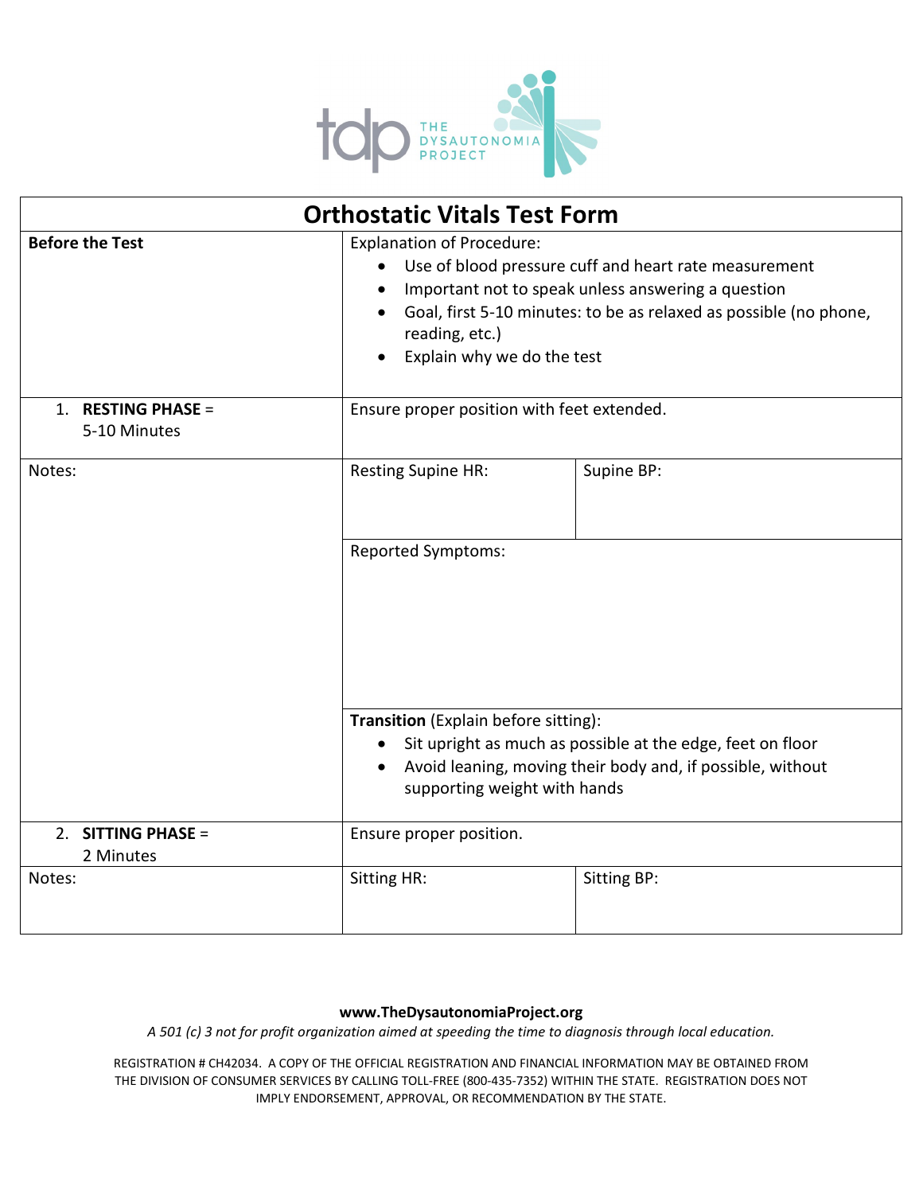THE DYSAUTONOMIA PROJECT

# Orthostatic Vitals Test Form

| **Before the Test** | Explanation of Procedure:<br>• Use of blood pressure cuff and heart rate measurement<br>• Important not to speak unless answering a question<br>• Goal, first 5-10 minutes: to be as relaxed as possible (no phone, reading, etc.)<br>• Explain why we do the test | |
|---|---|---|
| 1. **RESTING PHASE** = 5-10 Minutes | Ensure proper position with feet extended. | |
| Notes: | Resting Supine HR: | Supine BP: |
| | Reported Symptoms: | |
| | **Transition** (Explain before sitting):<br>• Sit upright as much as possible at the edge, feet on floor<br>• Avoid leaning, moving their body and, if possible, without supporting weight with hands | |
| 2. **SITTING PHASE** = 2 Minutes | Ensure proper position. | |
| Notes: | Sitting HR: | Sitting BP: |

**www.TheDysautonomiaProject.org**

*A 501 (c) 3 not for profit organization aimed at speeding the time to diagnosis through local education.*

REGISTRATION # CH42034. A COPY OF THE OFFICIAL REGISTRATION AND FINANCIAL INFORMATION MAY BE OBTAINED FROM THE DIVISION OF CONSUMER SERVICES BY CALLING TOLL-FREE (800-435-7352) WITHIN THE STATE. REGISTRATION DOES NOT IMPLY ENDORSEMENT, APPROVAL, OR RECOMMENDATION BY THE STATE.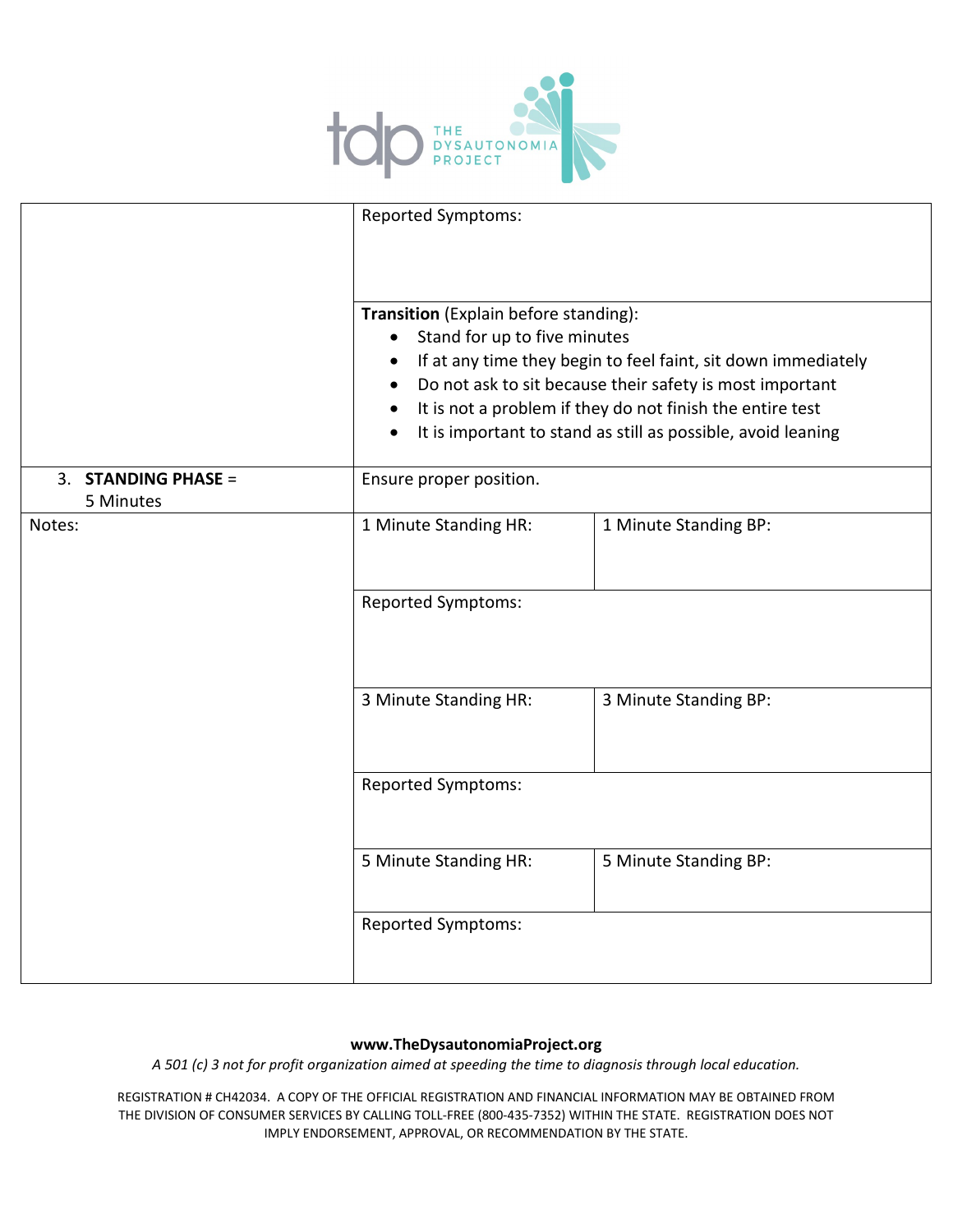| | | |
|---|---|---|
| | Reported Symptoms: | |
| | **Transition** (Explain before standing):<br>• Stand for up to five minutes<br>• If at any time they begin to feel faint, sit down immediately<br>• Do not ask to sit because their safety is most important<br>• It is not a problem if they do not finish the entire test<br>• It is important to stand as still as possible, avoid leaning | |
| 3. **STANDING PHASE** = 5 Minutes | Ensure proper position. | |
| Notes: | 1 Minute Standing HR: | 1 Minute Standing BP: |
| | Reported Symptoms: | |
| | 3 Minute Standing HR: | 3 Minute Standing BP: |
| | Reported Symptoms: | |
| | 5 Minute Standing HR: | 5 Minute Standing BP: |
| | Reported Symptoms: | |

**www.TheDysautonomiaProject.org**

*A 501 (c) 3 not for profit organization aimed at speeding the time to diagnosis through local education.*

REGISTRATION # CH42034. A COPY OF THE OFFICIAL REGISTRATION AND FINANCIAL INFORMATION MAY BE OBTAINED FROM THE DIVISION OF CONSUMER SERVICES BY CALLING TOLL-FREE (800-435-7352) WITHIN THE STATE. REGISTRATION DOES NOT IMPLY ENDORSEMENT, APPROVAL, OR RECOMMENDATION BY THE STATE.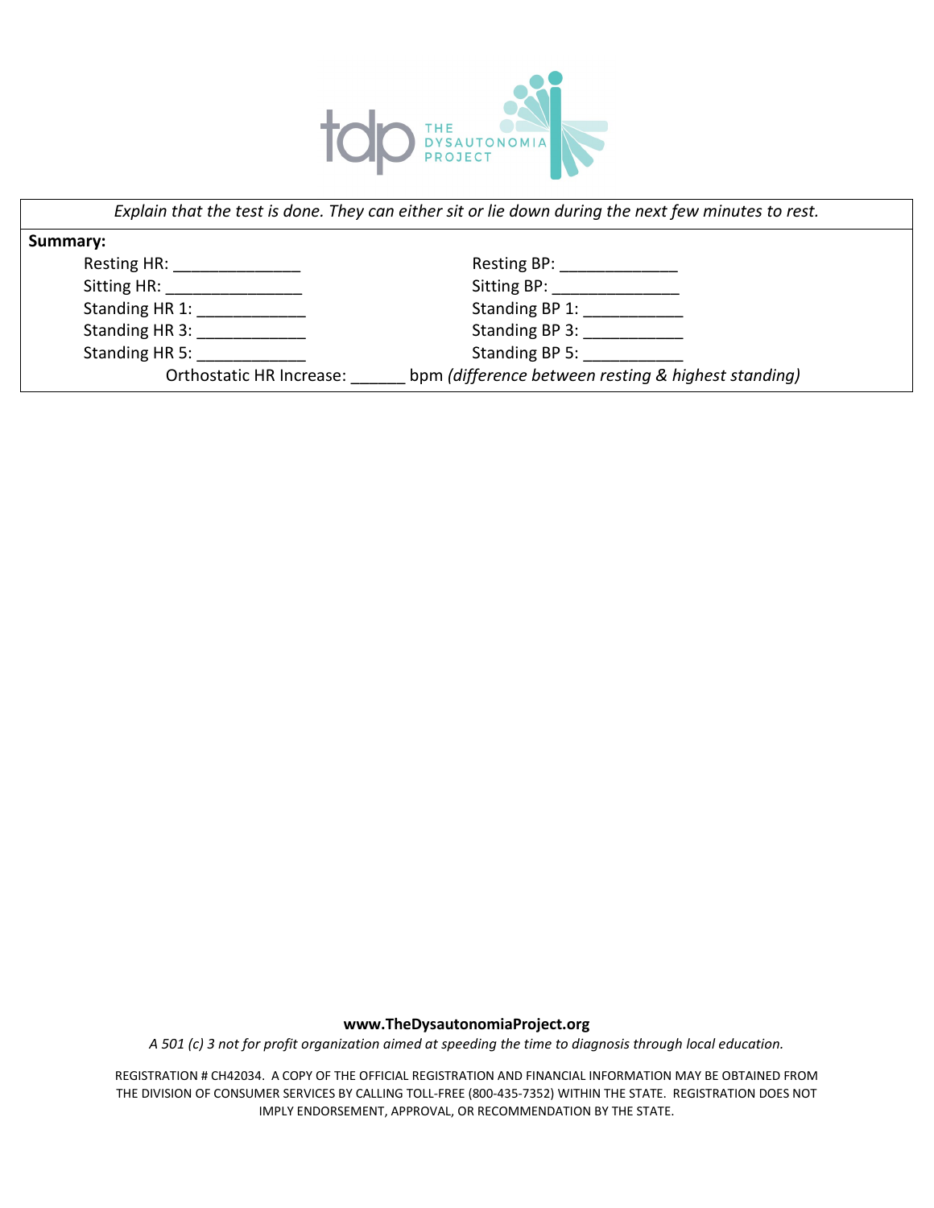*Explain that the test is done. They can either sit or lie down during the next few minutes to rest.*

**Summary:**

| | |
|---|---|
| Resting HR: ______________ | Resting BP: _____________ |
| Sitting HR: _______________ | Sitting BP: ______________ |
| Standing HR 1: ____________ | Standing BP 1: ___________ |
| Standing HR 3: ____________ | Standing BP 3: ___________ |
| Standing HR 5: ____________ | Standing BP 5: ___________ |

Orthostatic HR Increase: ______ bpm *(difference between resting & highest standing)*

**www.TheDysautonomiaProject.org**

*A 501 (c) 3 not for profit organization aimed at speeding the time to diagnosis through local education.*

REGISTRATION # CH42034. A COPY OF THE OFFICIAL REGISTRATION AND FINANCIAL INFORMATION MAY BE OBTAINED FROM THE DIVISION OF CONSUMER SERVICES BY CALLING TOLL-FREE (800-435-7352) WITHIN THE STATE. REGISTRATION DOES NOT IMPLY ENDORSEMENT, APPROVAL, OR RECOMMENDATION BY THE STATE.